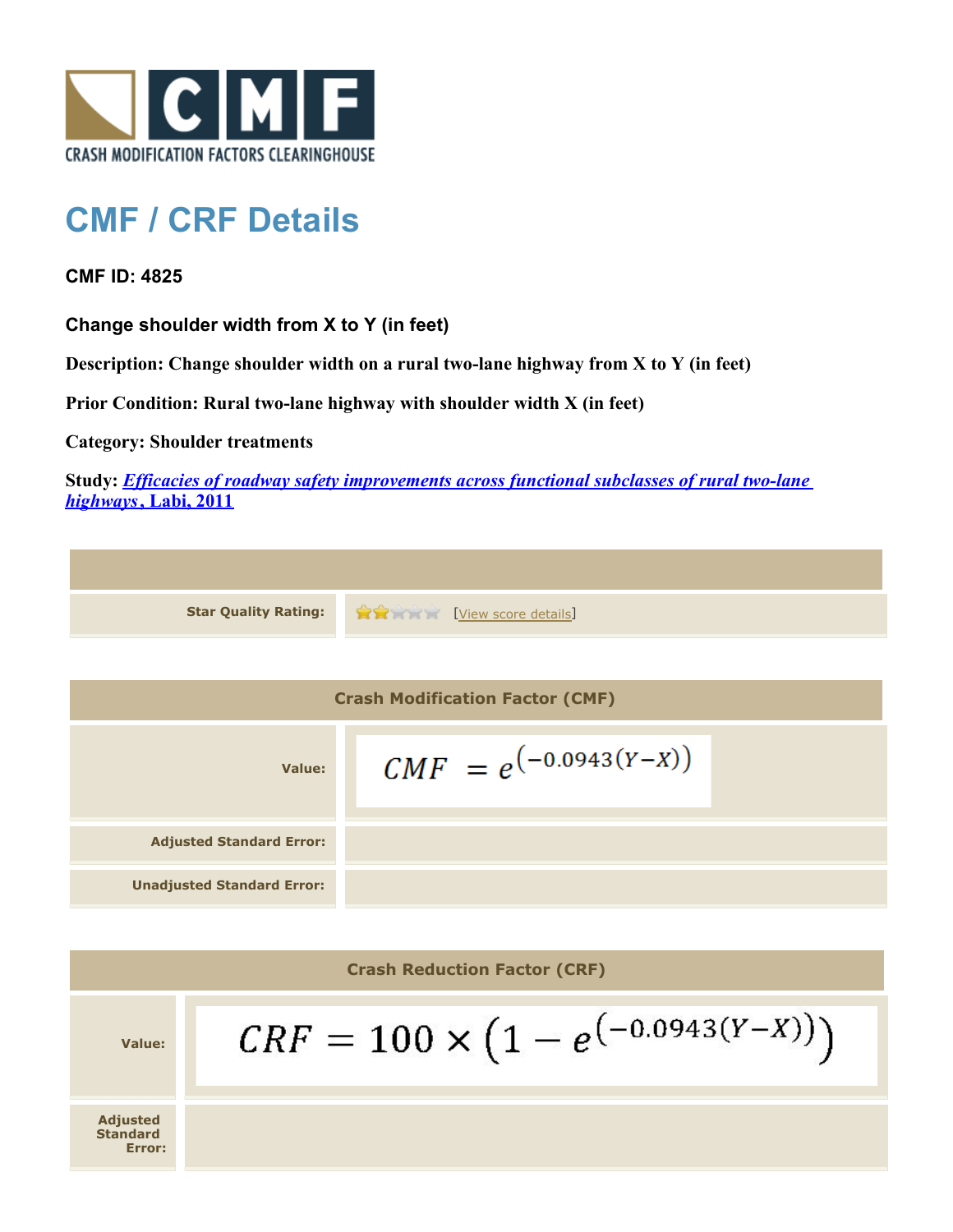CRASH MODIFICATION FACTORS CLEARINGHOUSE

# CMF / CRF Details

**CMF ID: 4825**

**Change shoulder width from X to Y (in feet)**

**Description: Change shoulder width on a rural two-lane highway from X to Y (in feet)**

**Prior Condition: Rural two-lane highway with shoulder width X (in feet)**

**Category: Shoulder treatments**

**Study: *Efficacies of roadway safety improvements across functional subclasses of rural two-lane highways*, Labi, 2011**

| | |
|---|---|
| **Star Quality Rating:** | [View score details] |

| **Crash Modification Factor (CMF)** | |
|---|---|
| **Value:** | $CMF = e^{\left(-0.0943(Y-X)\right)}$ |
| **Adjusted Standard Error:** | |
| **Unadjusted Standard Error:** | |

| **Crash Reduction Factor (CRF)** | |
|---|---|
| **Value:** | $CRF = 100 \times \left(1 - e^{\left(-0.0943(Y-X)\right)}\right)$ |
| **Adjusted Standard Error:** | |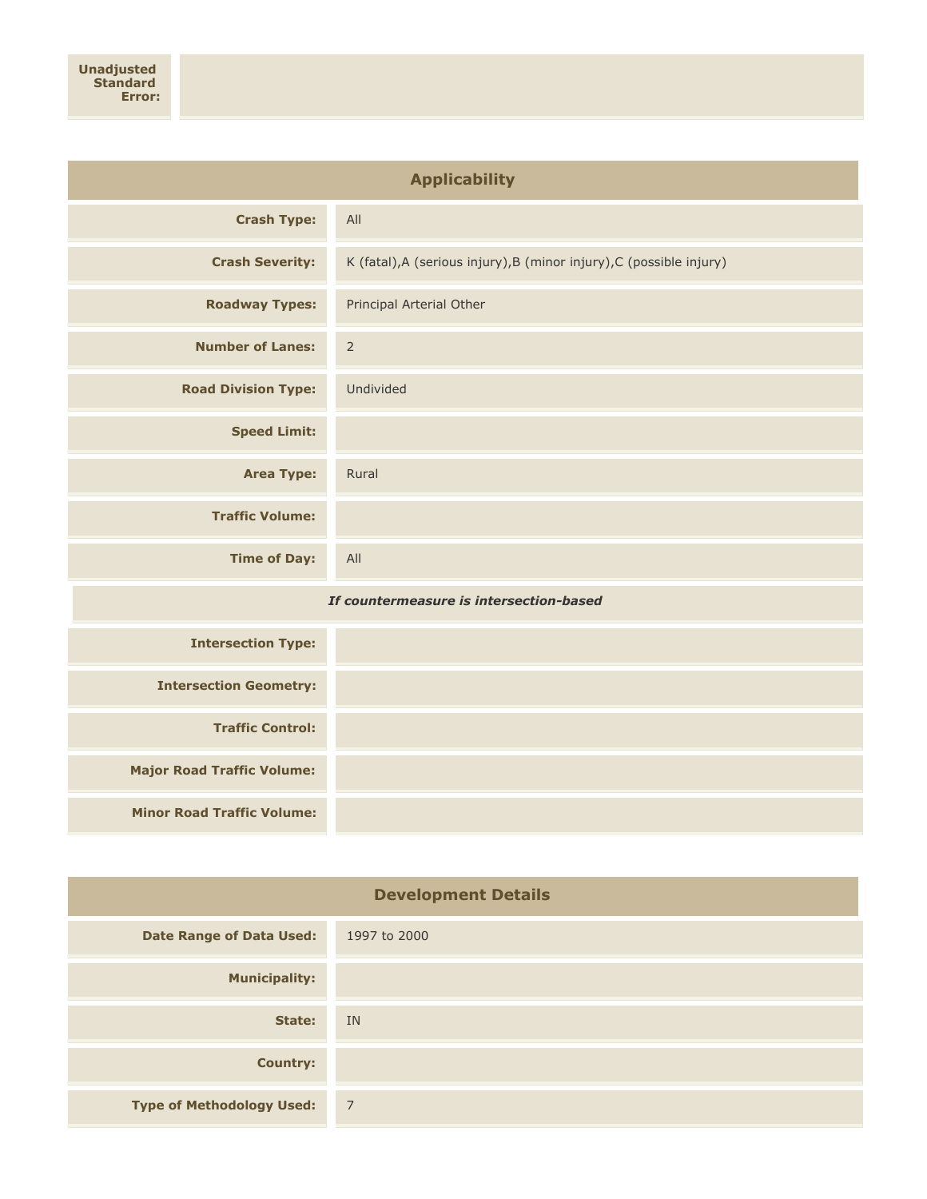| **Unadjusted Standard Error:** | |
|---|---|

## Applicability

| | |
|---|---|
| **Crash Type:** | All |
| **Crash Severity:** | K (fatal),A (serious injury),B (minor injury),C (possible injury) |
| **Roadway Types:** | Principal Arterial Other |
| **Number of Lanes:** | 2 |
| **Road Division Type:** | Undivided |
| **Speed Limit:** | |
| **Area Type:** | Rural |
| **Traffic Volume:** | |
| **Time of Day:** | All |
| ***If countermeasure is intersection-based*** | |
| **Intersection Type:** | |
| **Intersection Geometry:** | |
| **Traffic Control:** | |
| **Major Road Traffic Volume:** | |
| **Minor Road Traffic Volume:** | |

## Development Details

| | |
|---|---|
| **Date Range of Data Used:** | 1997 to 2000 |
| **Municipality:** | |
| **State:** | IN |
| **Country:** | |
| **Type of Methodology Used:** | 7 |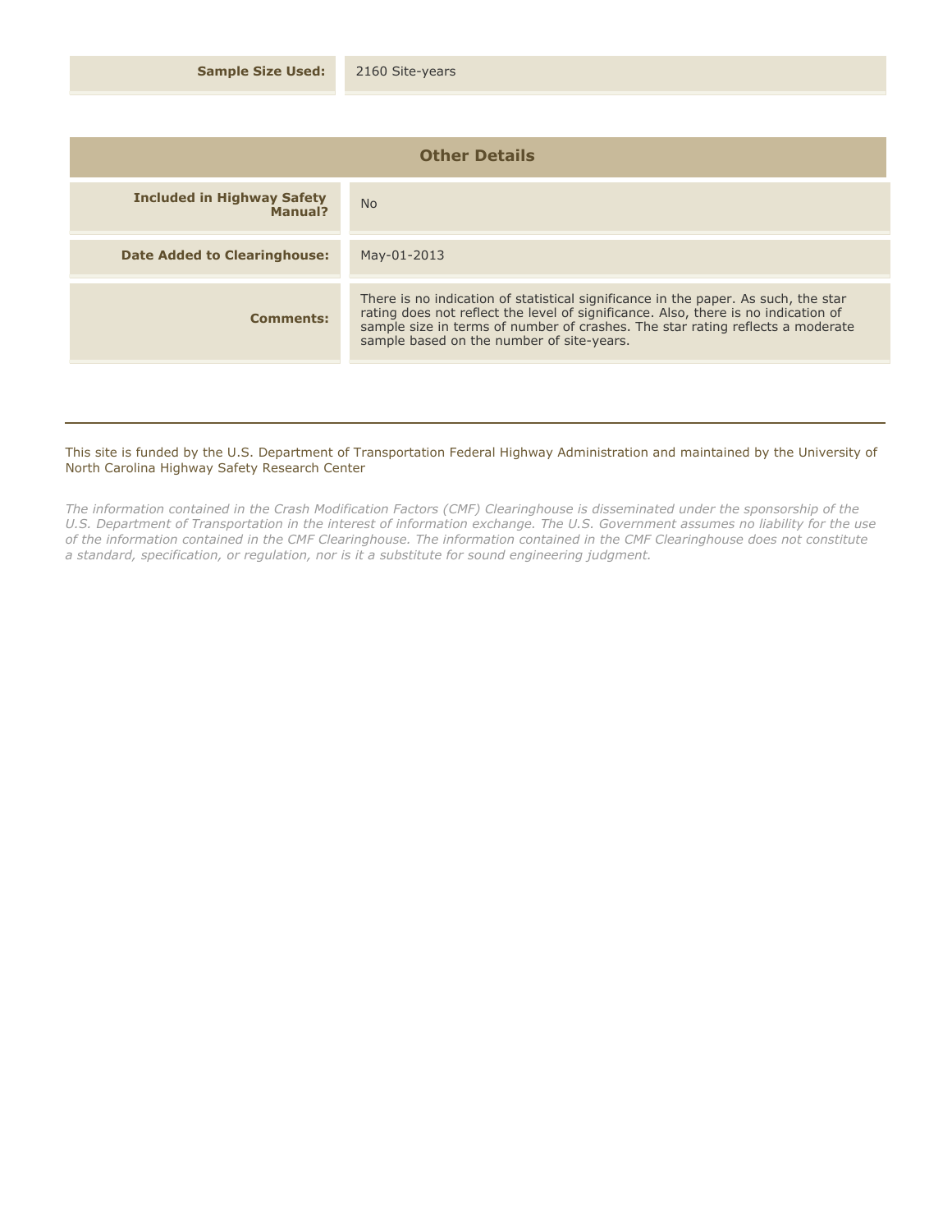| | |
|---|---|
| **Sample Size Used:** | 2160 Site-years |

## Other Details

| | |
|---|---|
| **Included in Highway Safety Manual?** | No |
| **Date Added to Clearinghouse:** | May-01-2013 |
| **Comments:** | There is no indication of statistical significance in the paper. As such, the star rating does not reflect the level of significance. Also, there is no indication of sample size in terms of number of crashes. The star rating reflects a moderate sample based on the number of site-years. |

---

This site is funded by the U.S. Department of Transportation Federal Highway Administration and maintained by the University of North Carolina Highway Safety Research Center

*The information contained in the Crash Modification Factors (CMF) Clearinghouse is disseminated under the sponsorship of the U.S. Department of Transportation in the interest of information exchange. The U.S. Government assumes no liability for the use of the information contained in the CMF Clearinghouse. The information contained in the CMF Clearinghouse does not constitute a standard, specification, or regulation, nor is it a substitute for sound engineering judgment.*